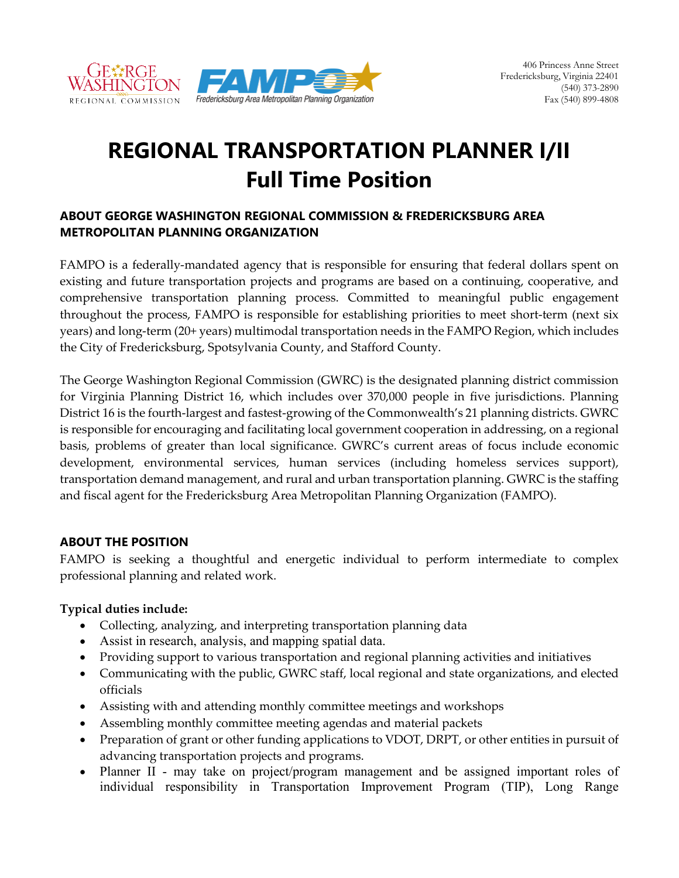406 Princess Anne Street
Fredericksburg, Virginia 22401
(540) 373-2890
Fax (540) 899-4808

# REGIONAL TRANSPORTATION PLANNER I/II
# Full Time Position

### ABOUT GEORGE WASHINGTON REGIONAL COMMISSION & FREDERICKSBURG AREA METROPOLITAN PLANNING ORGANIZATION

FAMPO is a federally-mandated agency that is responsible for ensuring that federal dollars spent on existing and future transportation projects and programs are based on a continuing, cooperative, and comprehensive transportation planning process. Committed to meaningful public engagement throughout the process, FAMPO is responsible for establishing priorities to meet short-term (next six years) and long-term (20+ years) multimodal transportation needs in the FAMPO Region, which includes the City of Fredericksburg, Spotsylvania County, and Stafford County.

The George Washington Regional Commission (GWRC) is the designated planning district commission for Virginia Planning District 16, which includes over 370,000 people in five jurisdictions. Planning District 16 is the fourth-largest and fastest-growing of the Commonwealth's 21 planning districts. GWRC is responsible for encouraging and facilitating local government cooperation in addressing, on a regional basis, problems of greater than local significance. GWRC's current areas of focus include economic development, environmental services, human services (including homeless services support), transportation demand management, and rural and urban transportation planning. GWRC is the staffing and fiscal agent for the Fredericksburg Area Metropolitan Planning Organization (FAMPO).

### ABOUT THE POSITION

FAMPO is seeking a thoughtful and energetic individual to perform intermediate to complex professional planning and related work.

**Typical duties include:**

- Collecting, analyzing, and interpreting transportation planning data
- Assist in research, analysis, and mapping spatial data.
- Providing support to various transportation and regional planning activities and initiatives
- Communicating with the public, GWRC staff, local regional and state organizations, and elected officials
- Assisting with and attending monthly committee meetings and workshops
- Assembling monthly committee meeting agendas and material packets
- Preparation of grant or other funding applications to VDOT, DRPT, or other entities in pursuit of advancing transportation projects and programs.
- Planner II - may take on project/program management and be assigned important roles of individual responsibility in Transportation Improvement Program (TIP), Long Range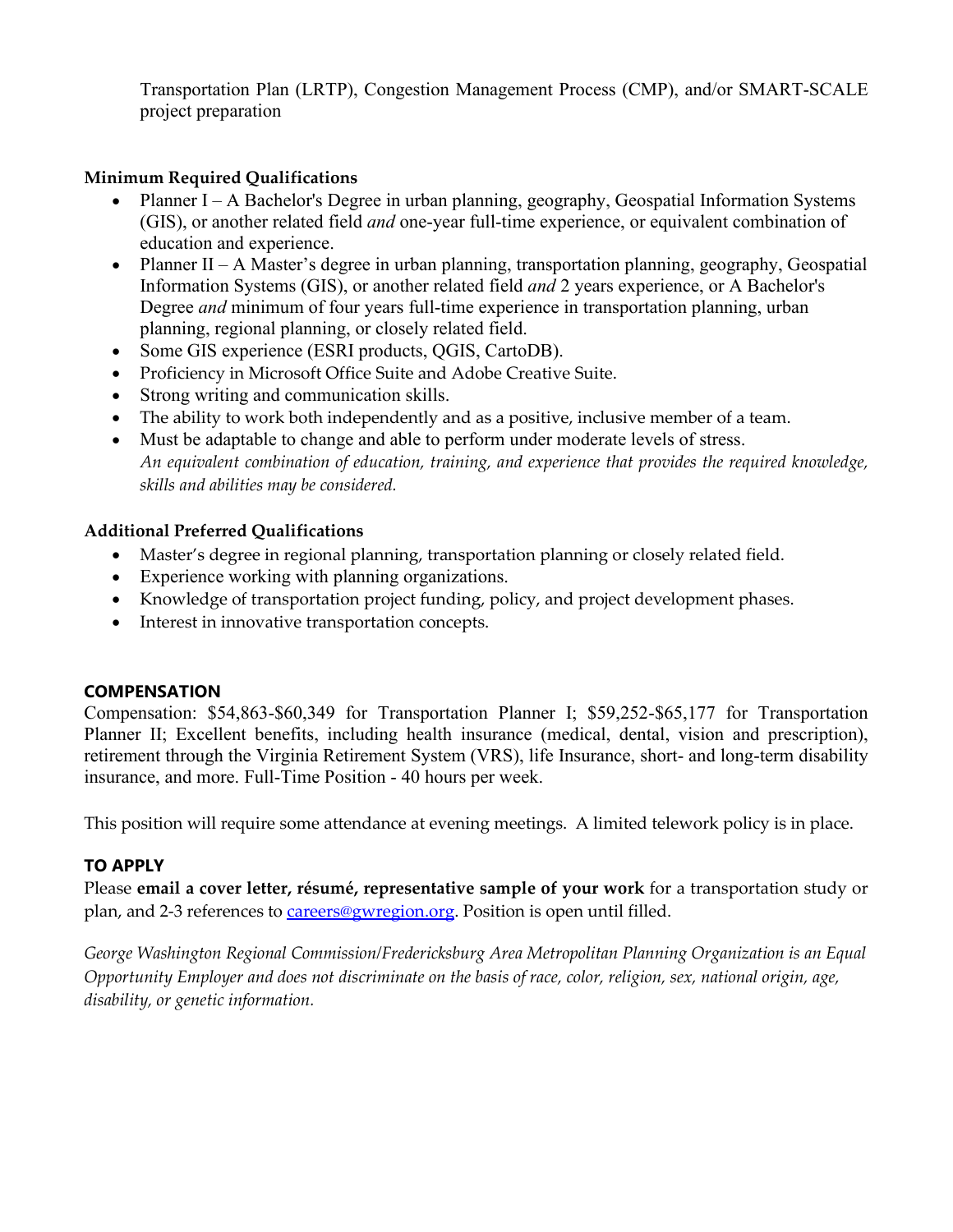Transportation Plan (LRTP), Congestion Management Process (CMP), and/or SMART-SCALE project preparation

**Minimum Required Qualifications**

- Planner I – A Bachelor's Degree in urban planning, geography, Geospatial Information Systems (GIS), or another related field *and* one-year full-time experience, or equivalent combination of education and experience.
- Planner II – A Master's degree in urban planning, transportation planning, geography, Geospatial Information Systems (GIS), or another related field *and* 2 years experience, or A Bachelor's Degree *and* minimum of four years full-time experience in transportation planning, urban planning, regional planning, or closely related field.
- Some GIS experience (ESRI products, QGIS, CartoDB).
- Proficiency in Microsoft Office Suite and Adobe Creative Suite.
- Strong writing and communication skills.
- The ability to work both independently and as a positive, inclusive member of a team.
- Must be adaptable to change and able to perform under moderate levels of stress.
  *An equivalent combination of education, training, and experience that provides the required knowledge, skills and abilities may be considered.*

**Additional Preferred Qualifications**

- Master's degree in regional planning, transportation planning or closely related field.
- Experience working with planning organizations.
- Knowledge of transportation project funding, policy, and project development phases.
- Interest in innovative transportation concepts.

## COMPENSATION

Compensation: $54,863-$60,349 for Transportation Planner I; $59,252-$65,177 for Transportation Planner II; Excellent benefits, including health insurance (medical, dental, vision and prescription), retirement through the Virginia Retirement System (VRS), life Insurance, short- and long-term disability insurance, and more. Full-Time Position - 40 hours per week.

This position will require some attendance at evening meetings. A limited telework policy is in place.

## TO APPLY

Please **email a cover letter, résumé, representative sample of your work** for a transportation study or plan, and 2-3 references to careers@gwregion.org. Position is open until filled.

*George Washington Regional Commission/Fredericksburg Area Metropolitan Planning Organization is an Equal Opportunity Employer and does not discriminate on the basis of race, color, religion, sex, national origin, age, disability, or genetic information.*